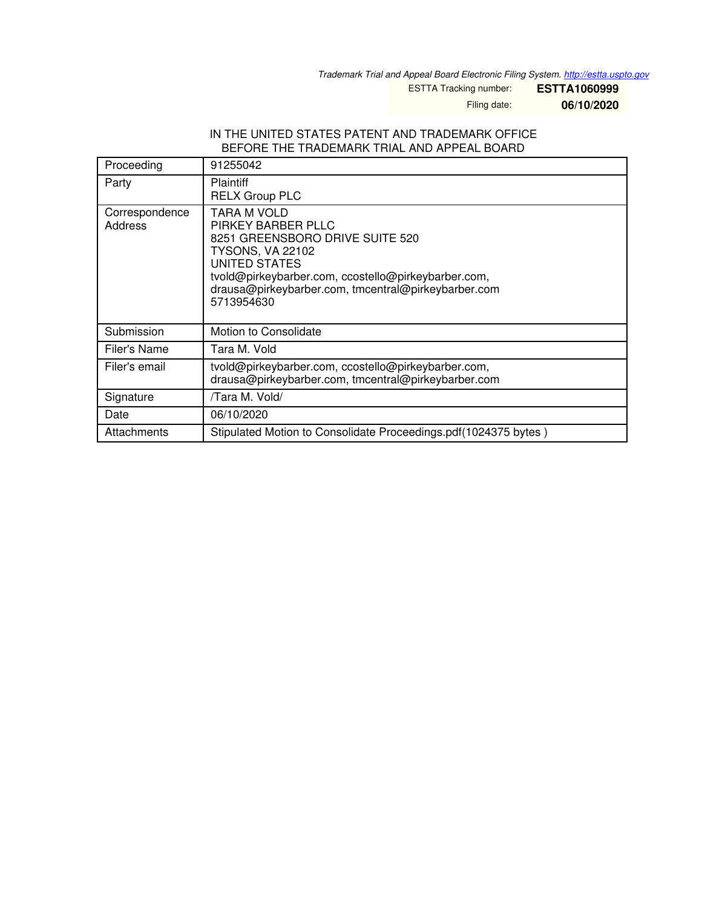*Trademark Trial and Appeal Board Electronic Filing System. http://estta.uspto.gov*

ESTTA Tracking number: **ESTTA1060999**

Filing date: **06/10/2020**

IN THE UNITED STATES PATENT AND TRADEMARK OFFICE
BEFORE THE TRADEMARK TRIAL AND APPEAL BOARD

| | |
|---|---|
| Proceeding | 91255042 |
| Party | Plaintiff<br>RELX Group PLC |
| Correspondence Address | TARA M VOLD<br>PIRKEY BARBER PLLC<br>8251 GREENSBORO DRIVE SUITE 520<br>TYSONS, VA 22102<br>UNITED STATES<br>tvold@pirkeybarber.com, ccostello@pirkeybarber.com, drausa@pirkeybarber.com, tmcentral@pirkeybarber.com<br>5713954630 |
| Submission | Motion to Consolidate |
| Filer's Name | Tara M. Vold |
| Filer's email | tvold@pirkeybarber.com, ccostello@pirkeybarber.com, drausa@pirkeybarber.com, tmcentral@pirkeybarber.com |
| Signature | /Tara M. Vold/ |
| Date | 06/10/2020 |
| Attachments | Stipulated Motion to Consolidate Proceedings.pdf(1024375 bytes ) |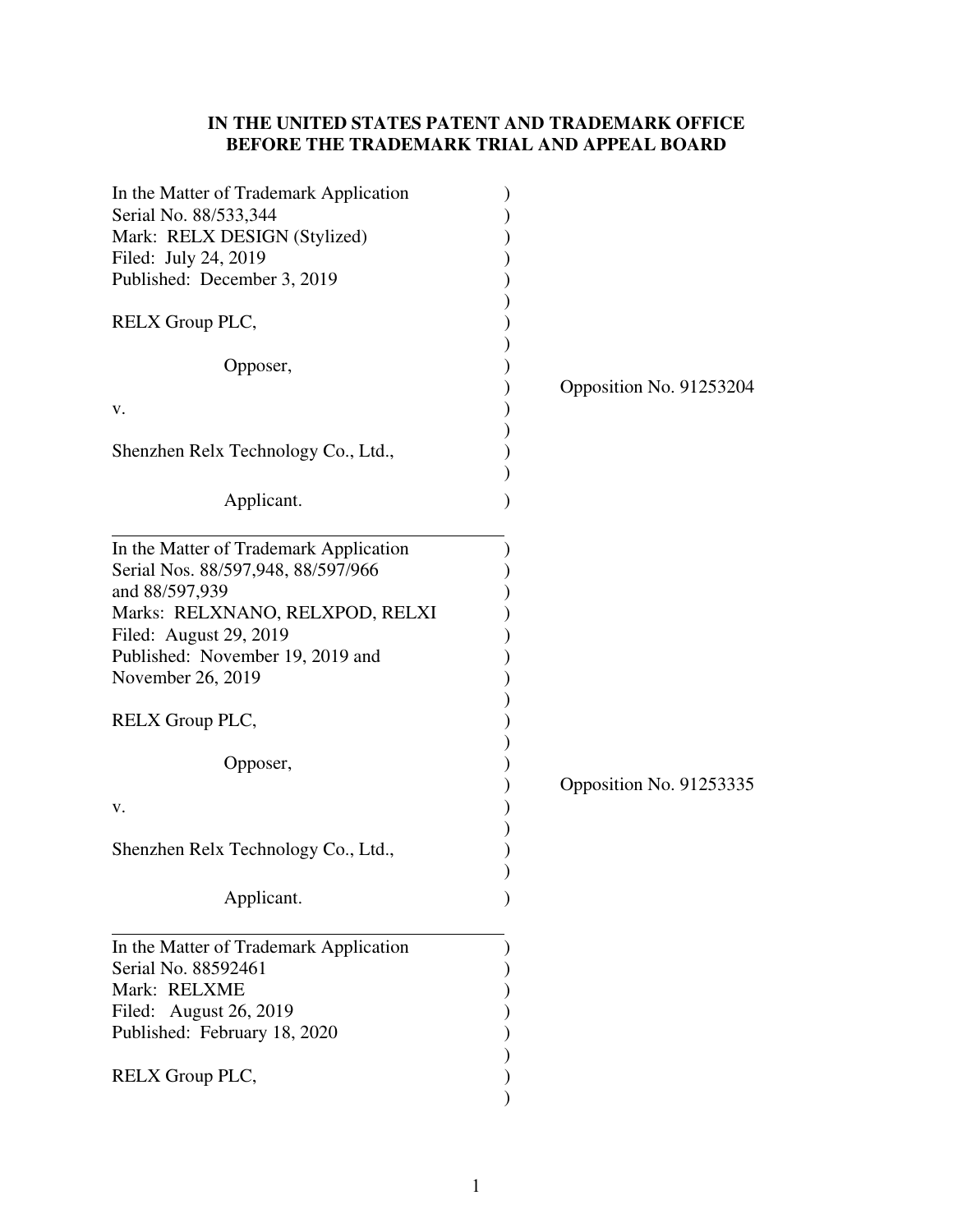**IN THE UNITED STATES PATENT AND TRADEMARK OFFICE**
**BEFORE THE TRADEMARK TRIAL AND APPEAL BOARD**

In the Matter of Trademark Application
Serial No. 88/533,344
Mark: RELX DESIGN (Stylized)
Filed: July 24, 2019
Published: December 3, 2019

RELX Group PLC,

Opposer,

v.

Shenzhen Relx Technology Co., Ltd.,

Applicant.

Opposition No. 91253204

---

In the Matter of Trademark Application
Serial Nos. 88/597,948, 88/597/966
and 88/597,939
Marks: RELXNANO, RELXPOD, RELXI
Filed: August 29, 2019
Published: November 19, 2019 and
November 26, 2019

RELX Group PLC,

Opposer,

v.

Shenzhen Relx Technology Co., Ltd.,

Applicant.

Opposition No. 91253335

---

In the Matter of Trademark Application
Serial No. 88592461
Mark: RELXME
Filed: August 26, 2019
Published: February 18, 2020

RELX Group PLC,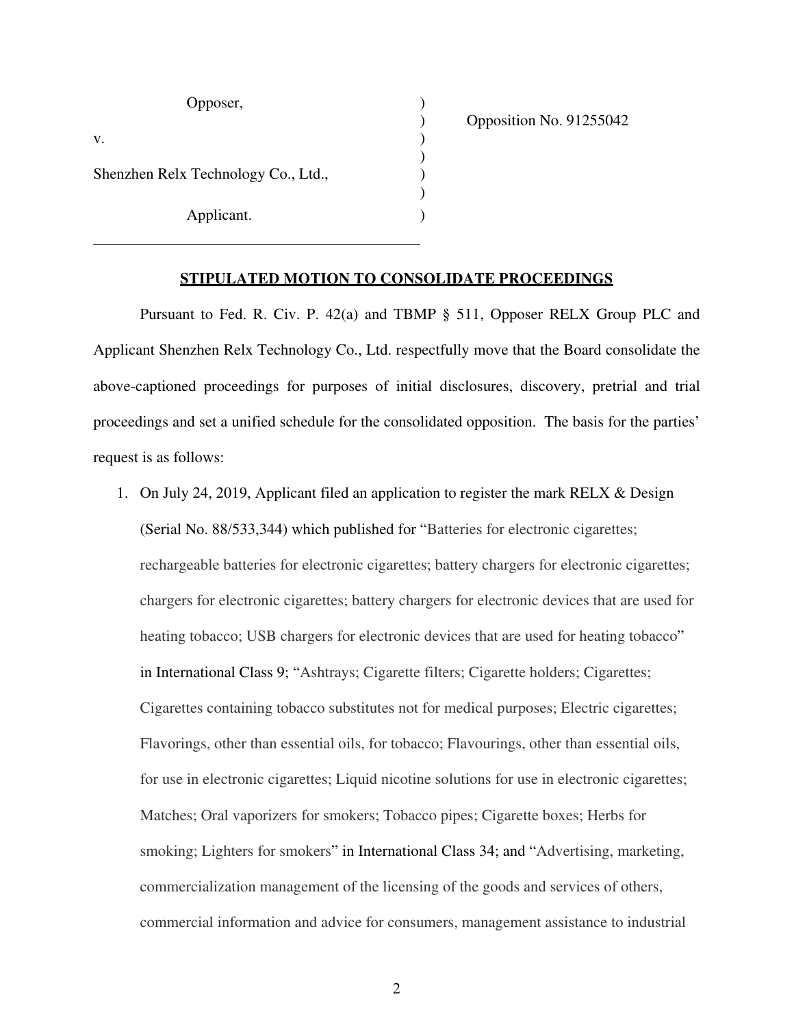Opposer,

v.

Shenzhen Relx Technology Co., Ltd.,

Applicant.

Opposition No. 91255042

## STIPULATED MOTION TO CONSOLIDATE PROCEEDINGS

Pursuant to Fed. R. Civ. P. 42(a) and TBMP § 511, Opposer RELX Group PLC and Applicant Shenzhen Relx Technology Co., Ltd. respectfully move that the Board consolidate the above-captioned proceedings for purposes of initial disclosures, discovery, pretrial and trial proceedings and set a unified schedule for the consolidated opposition. The basis for the parties' request is as follows:

1. On July 24, 2019, Applicant filed an application to register the mark RELX & Design (Serial No. 88/533,344) which published for "Batteries for electronic cigarettes; rechargeable batteries for electronic cigarettes; battery chargers for electronic cigarettes; chargers for electronic cigarettes; battery chargers for electronic devices that are used for heating tobacco; USB chargers for electronic devices that are used for heating tobacco" in International Class 9; "Ashtrays; Cigarette filters; Cigarette holders; Cigarettes; Cigarettes containing tobacco substitutes not for medical purposes; Electric cigarettes; Flavorings, other than essential oils, for tobacco; Flavourings, other than essential oils, for use in electronic cigarettes; Liquid nicotine solutions for use in electronic cigarettes; Matches; Oral vaporizers for smokers; Tobacco pipes; Cigarette boxes; Herbs for smoking; Lighters for smokers" in International Class 34; and "Advertising, marketing, commercialization management of the licensing of the goods and services of others, commercial information and advice for consumers, management assistance to industrial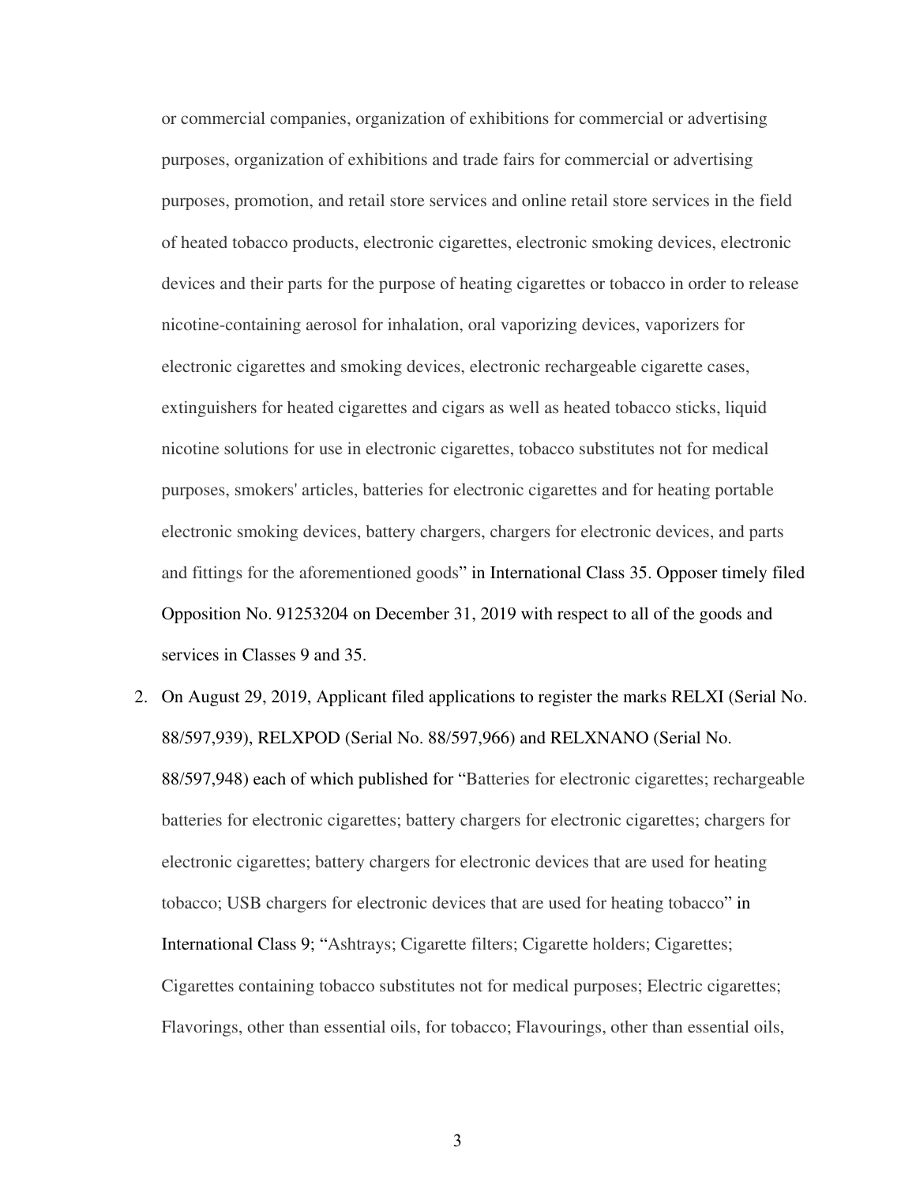or commercial companies, organization of exhibitions for commercial or advertising purposes, organization of exhibitions and trade fairs for commercial or advertising purposes, promotion, and retail store services and online retail store services in the field of heated tobacco products, electronic cigarettes, electronic smoking devices, electronic devices and their parts for the purpose of heating cigarettes or tobacco in order to release nicotine-containing aerosol for inhalation, oral vaporizing devices, vaporizers for electronic cigarettes and smoking devices, electronic rechargeable cigarette cases, extinguishers for heated cigarettes and cigars as well as heated tobacco sticks, liquid nicotine solutions for use in electronic cigarettes, tobacco substitutes not for medical purposes, smokers' articles, batteries for electronic cigarettes and for heating portable electronic smoking devices, battery chargers, chargers for electronic devices, and parts and fittings for the aforementioned goods" in International Class 35. Opposer timely filed Opposition No. 91253204 on December 31, 2019 with respect to all of the goods and services in Classes 9 and 35.

2. On August 29, 2019, Applicant filed applications to register the marks RELXI (Serial No. 88/597,939), RELXPOD (Serial No. 88/597,966) and RELXNANO (Serial No. 88/597,948) each of which published for "Batteries for electronic cigarettes; rechargeable batteries for electronic cigarettes; battery chargers for electronic cigarettes; chargers for electronic cigarettes; battery chargers for electronic devices that are used for heating tobacco; USB chargers for electronic devices that are used for heating tobacco" in International Class 9; "Ashtrays; Cigarette filters; Cigarette holders; Cigarettes; Cigarettes containing tobacco substitutes not for medical purposes; Electric cigarettes; Flavorings, other than essential oils, for tobacco; Flavourings, other than essential oils,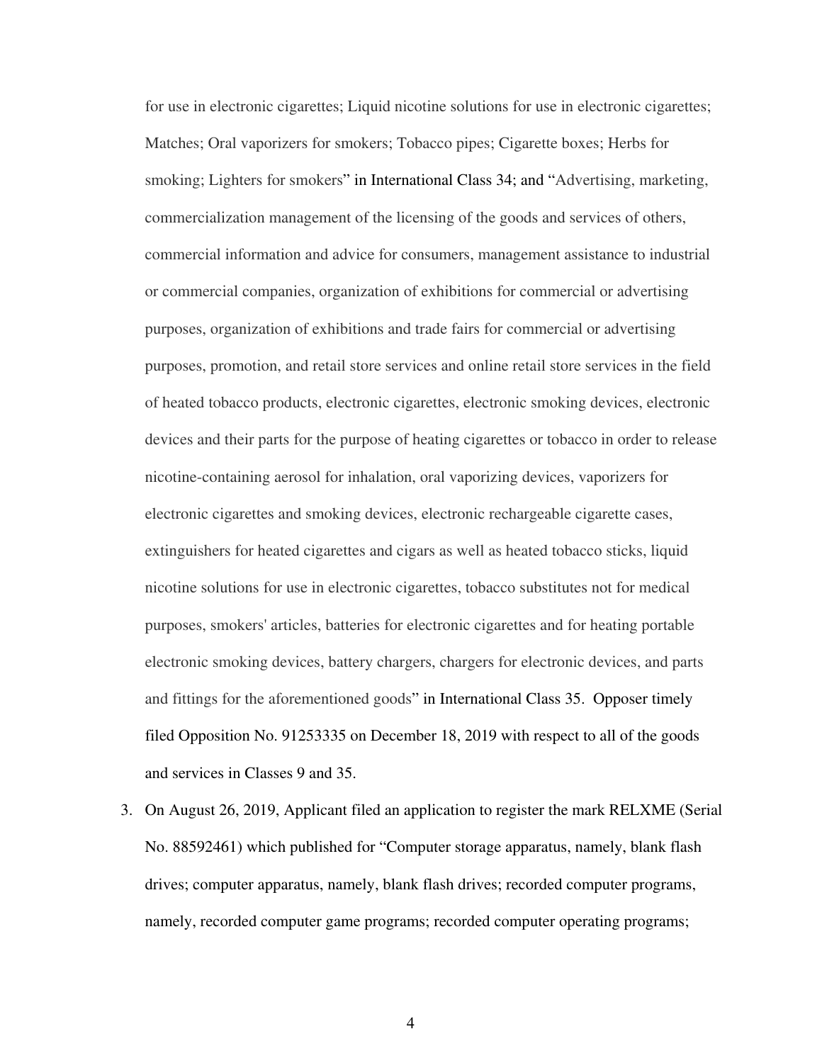for use in electronic cigarettes; Liquid nicotine solutions for use in electronic cigarettes; Matches; Oral vaporizers for smokers; Tobacco pipes; Cigarette boxes; Herbs for smoking; Lighters for smokers" in International Class 34; and "Advertising, marketing, commercialization management of the licensing of the goods and services of others, commercial information and advice for consumers, management assistance to industrial or commercial companies, organization of exhibitions for commercial or advertising purposes, organization of exhibitions and trade fairs for commercial or advertising purposes, promotion, and retail store services and online retail store services in the field of heated tobacco products, electronic cigarettes, electronic smoking devices, electronic devices and their parts for the purpose of heating cigarettes or tobacco in order to release nicotine-containing aerosol for inhalation, oral vaporizing devices, vaporizers for electronic cigarettes and smoking devices, electronic rechargeable cigarette cases, extinguishers for heated cigarettes and cigars as well as heated tobacco sticks, liquid nicotine solutions for use in electronic cigarettes, tobacco substitutes not for medical purposes, smokers' articles, batteries for electronic cigarettes and for heating portable electronic smoking devices, battery chargers, chargers for electronic devices, and parts and fittings for the aforementioned goods" in International Class 35. Opposer timely filed Opposition No. 91253335 on December 18, 2019 with respect to all of the goods and services in Classes 9 and 35.

3. On August 26, 2019, Applicant filed an application to register the mark RELXME (Serial No. 88592461) which published for "Computer storage apparatus, namely, blank flash drives; computer apparatus, namely, blank flash drives; recorded computer programs, namely, recorded computer game programs; recorded computer operating programs;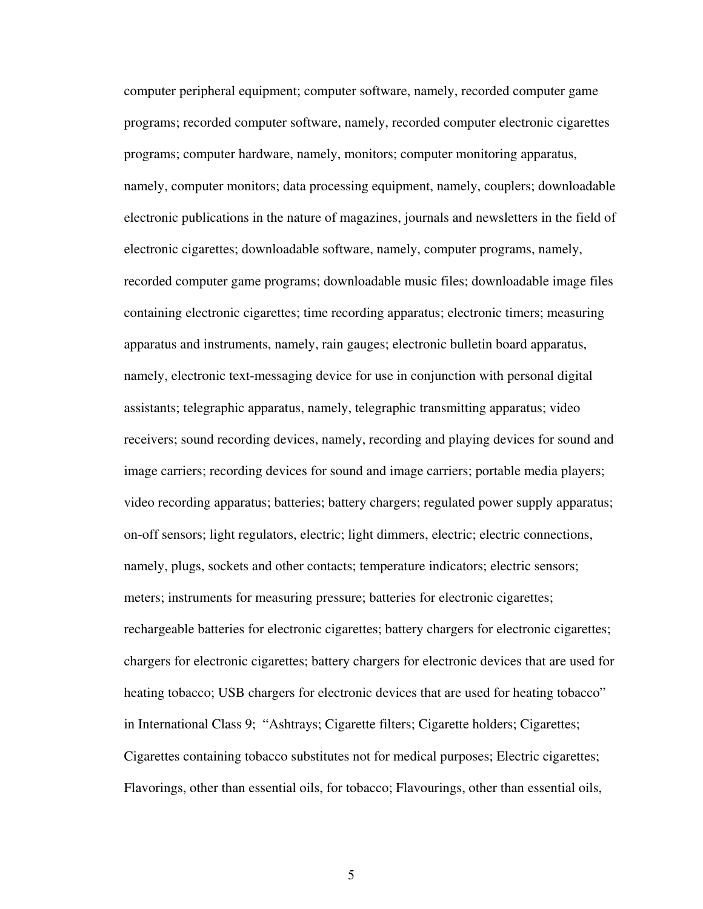computer peripheral equipment; computer software, namely, recorded computer game programs; recorded computer software, namely, recorded computer electronic cigarettes programs; computer hardware, namely, monitors; computer monitoring apparatus, namely, computer monitors; data processing equipment, namely, couplers; downloadable electronic publications in the nature of magazines, journals and newsletters in the field of electronic cigarettes; downloadable software, namely, computer programs, namely, recorded computer game programs; downloadable music files; downloadable image files containing electronic cigarettes; time recording apparatus; electronic timers; measuring apparatus and instruments, namely, rain gauges; electronic bulletin board apparatus, namely, electronic text-messaging device for use in conjunction with personal digital assistants; telegraphic apparatus, namely, telegraphic transmitting apparatus; video receivers; sound recording devices, namely, recording and playing devices for sound and image carriers; recording devices for sound and image carriers; portable media players; video recording apparatus; batteries; battery chargers; regulated power supply apparatus; on-off sensors; light regulators, electric; light dimmers, electric; electric connections, namely, plugs, sockets and other contacts; temperature indicators; electric sensors; meters; instruments for measuring pressure; batteries for electronic cigarettes; rechargeable batteries for electronic cigarettes; battery chargers for electronic cigarettes; chargers for electronic cigarettes; battery chargers for electronic devices that are used for heating tobacco; USB chargers for electronic devices that are used for heating tobacco" in International Class 9; "Ashtrays; Cigarette filters; Cigarette holders; Cigarettes; Cigarettes containing tobacco substitutes not for medical purposes; Electric cigarettes; Flavorings, other than essential oils, for tobacco; Flavourings, other than essential oils,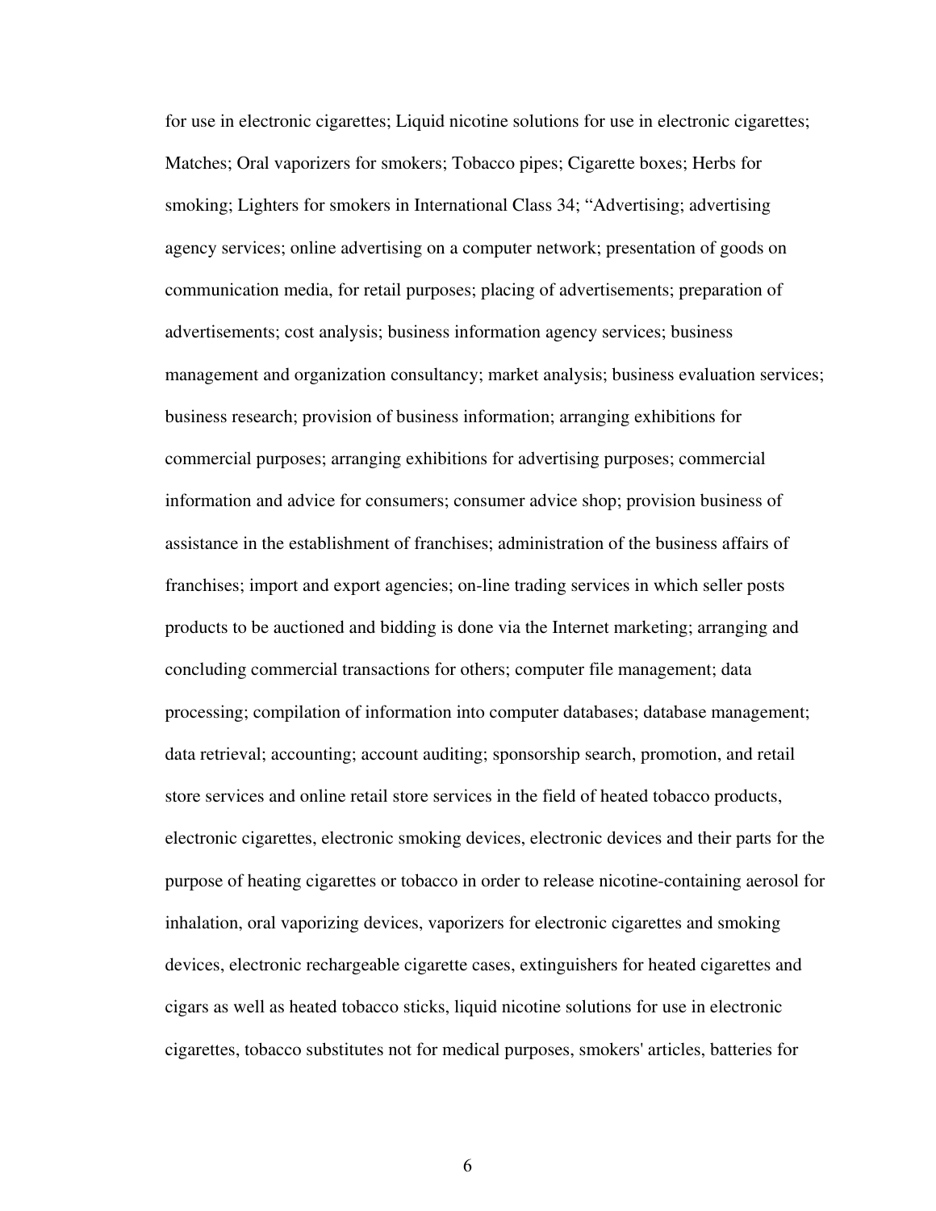for use in electronic cigarettes; Liquid nicotine solutions for use in electronic cigarettes; Matches; Oral vaporizers for smokers; Tobacco pipes; Cigarette boxes; Herbs for smoking; Lighters for smokers in International Class 34; "Advertising; advertising agency services; online advertising on a computer network; presentation of goods on communication media, for retail purposes; placing of advertisements; preparation of advertisements; cost analysis; business information agency services; business management and organization consultancy; market analysis; business evaluation services; business research; provision of business information; arranging exhibitions for commercial purposes; arranging exhibitions for advertising purposes; commercial information and advice for consumers; consumer advice shop; provision business of assistance in the establishment of franchises; administration of the business affairs of franchises; import and export agencies; on-line trading services in which seller posts products to be auctioned and bidding is done via the Internet marketing; arranging and concluding commercial transactions for others; computer file management; data processing; compilation of information into computer databases; database management; data retrieval; accounting; account auditing; sponsorship search, promotion, and retail store services and online retail store services in the field of heated tobacco products, electronic cigarettes, electronic smoking devices, electronic devices and their parts for the purpose of heating cigarettes or tobacco in order to release nicotine-containing aerosol for inhalation, oral vaporizing devices, vaporizers for electronic cigarettes and smoking devices, electronic rechargeable cigarette cases, extinguishers for heated cigarettes and cigars as well as heated tobacco sticks, liquid nicotine solutions for use in electronic cigarettes, tobacco substitutes not for medical purposes, smokers' articles, batteries for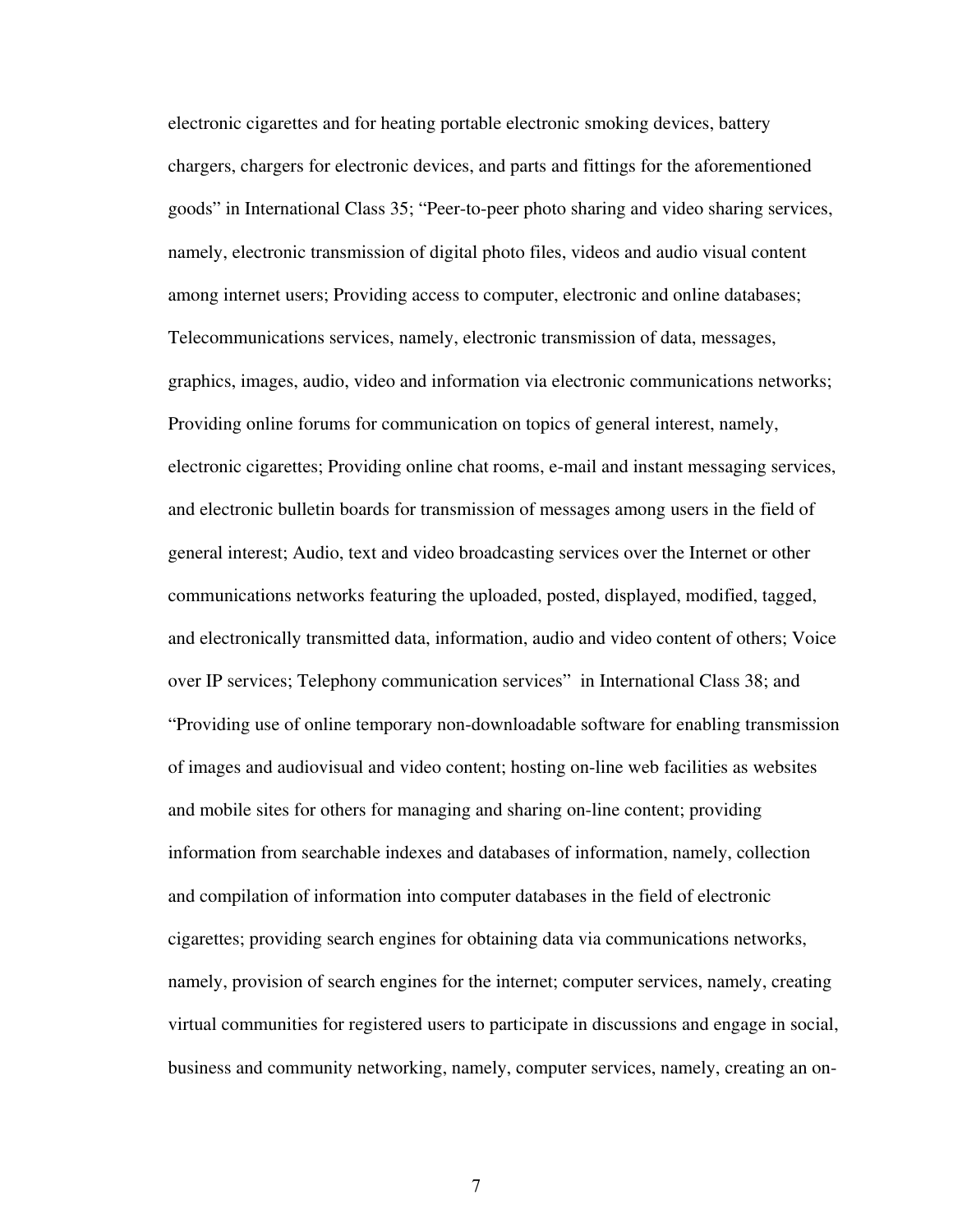electronic cigarettes and for heating portable electronic smoking devices, battery chargers, chargers for electronic devices, and parts and fittings for the aforementioned goods" in International Class 35; "Peer-to-peer photo sharing and video sharing services, namely, electronic transmission of digital photo files, videos and audio visual content among internet users; Providing access to computer, electronic and online databases; Telecommunications services, namely, electronic transmission of data, messages, graphics, images, audio, video and information via electronic communications networks; Providing online forums for communication on topics of general interest, namely, electronic cigarettes; Providing online chat rooms, e-mail and instant messaging services, and electronic bulletin boards for transmission of messages among users in the field of general interest; Audio, text and video broadcasting services over the Internet or other communications networks featuring the uploaded, posted, displayed, modified, tagged, and electronically transmitted data, information, audio and video content of others; Voice over IP services; Telephony communication services" in International Class 38; and "Providing use of online temporary non-downloadable software for enabling transmission of images and audiovisual and video content; hosting on-line web facilities as websites and mobile sites for others for managing and sharing on-line content; providing information from searchable indexes and databases of information, namely, collection and compilation of information into computer databases in the field of electronic cigarettes; providing search engines for obtaining data via communications networks, namely, provision of search engines for the internet; computer services, namely, creating virtual communities for registered users to participate in discussions and engage in social, business and community networking, namely, computer services, namely, creating an on-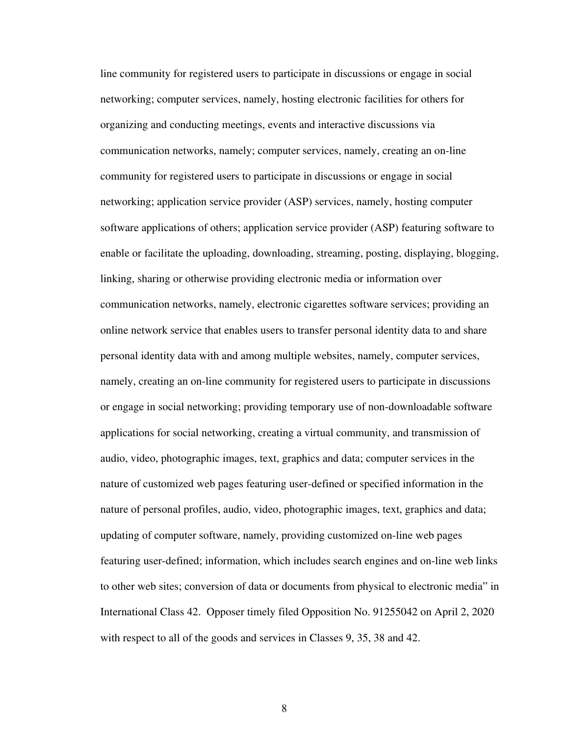line community for registered users to participate in discussions or engage in social networking; computer services, namely, hosting electronic facilities for others for organizing and conducting meetings, events and interactive discussions via communication networks, namely; computer services, namely, creating an on-line community for registered users to participate in discussions or engage in social networking; application service provider (ASP) services, namely, hosting computer software applications of others; application service provider (ASP) featuring software to enable or facilitate the uploading, downloading, streaming, posting, displaying, blogging, linking, sharing or otherwise providing electronic media or information over communication networks, namely, electronic cigarettes software services; providing an online network service that enables users to transfer personal identity data to and share personal identity data with and among multiple websites, namely, computer services, namely, creating an on-line community for registered users to participate in discussions or engage in social networking; providing temporary use of non-downloadable software applications for social networking, creating a virtual community, and transmission of audio, video, photographic images, text, graphics and data; computer services in the nature of customized web pages featuring user-defined or specified information in the nature of personal profiles, audio, video, photographic images, text, graphics and data; updating of computer software, namely, providing customized on-line web pages featuring user-defined; information, which includes search engines and on-line web links to other web sites; conversion of data or documents from physical to electronic media" in International Class 42. Opposer timely filed Opposition No. 91255042 on April 2, 2020 with respect to all of the goods and services in Classes 9, 35, 38 and 42.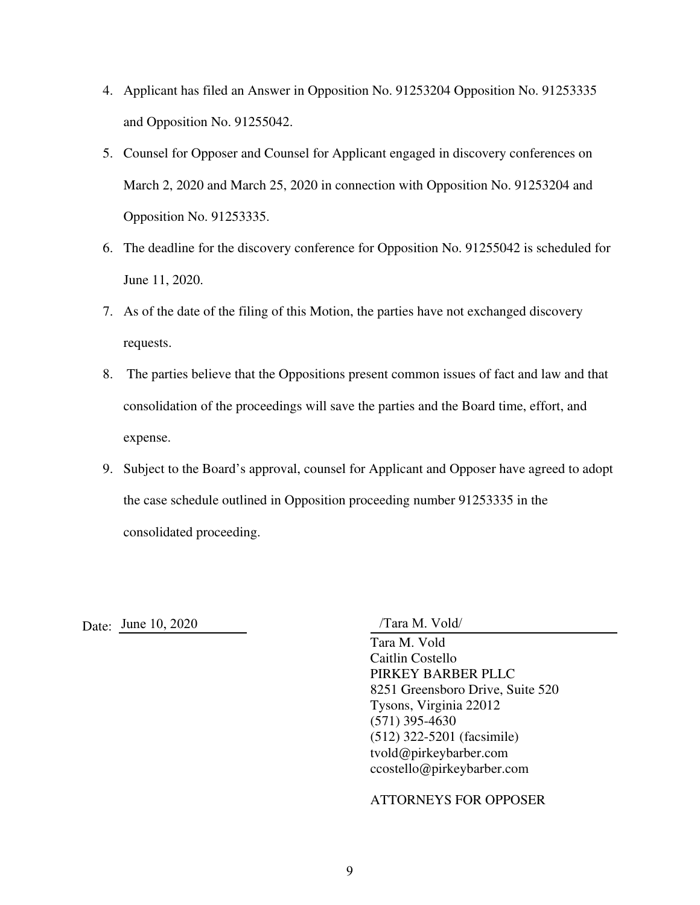4. Applicant has filed an Answer in Opposition No. 91253204 Opposition No. 91253335 and Opposition No. 91255042.
5. Counsel for Opposer and Counsel for Applicant engaged in discovery conferences on March 2, 2020 and March 25, 2020 in connection with Opposition No. 91253204 and Opposition No. 91253335.
6. The deadline for the discovery conference for Opposition No. 91255042 is scheduled for June 11, 2020.
7. As of the date of the filing of this Motion, the parties have not exchanged discovery requests.
8. The parties believe that the Oppositions present common issues of fact and law and that consolidation of the proceedings will save the parties and the Board time, effort, and expense.
9. Subject to the Board's approval, counsel for Applicant and Opposer have agreed to adopt the case schedule outlined in Opposition proceeding number 91253335 in the consolidated proceeding.

Date: June 10, 2020

/Tara M. Vold/
Tara M. Vold
Caitlin Costello
PIRKEY BARBER PLLC
8251 Greensboro Drive, Suite 520
Tysons, Virginia 22012
(571) 395-4630
(512) 322-5201 (facsimile)
tvold@pirkeybarber.com
ccostello@pirkeybarber.com

ATTORNEYS FOR OPPOSER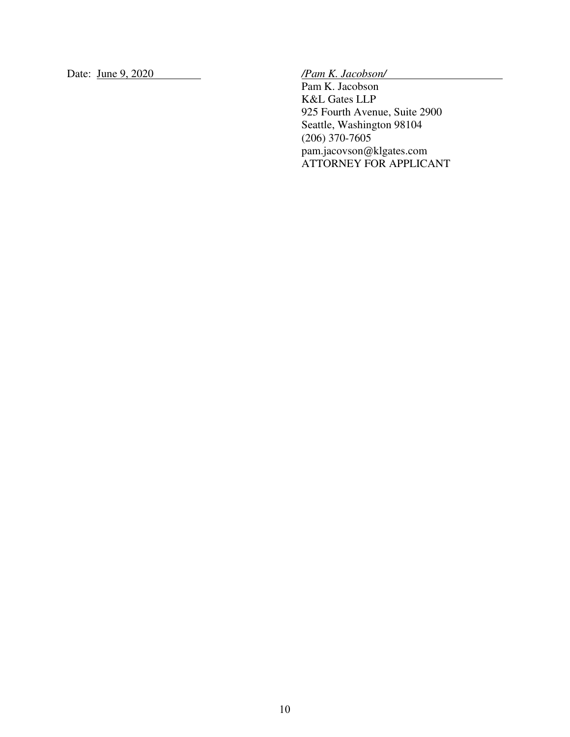Date: June 9, 2020

*/Pam K. Jacobson/*

Pam K. Jacobson
K&L Gates LLP
925 Fourth Avenue, Suite 2900
Seattle, Washington 98104
(206) 370-7605
pam.jacovson@klgates.com
ATTORNEY FOR APPLICANT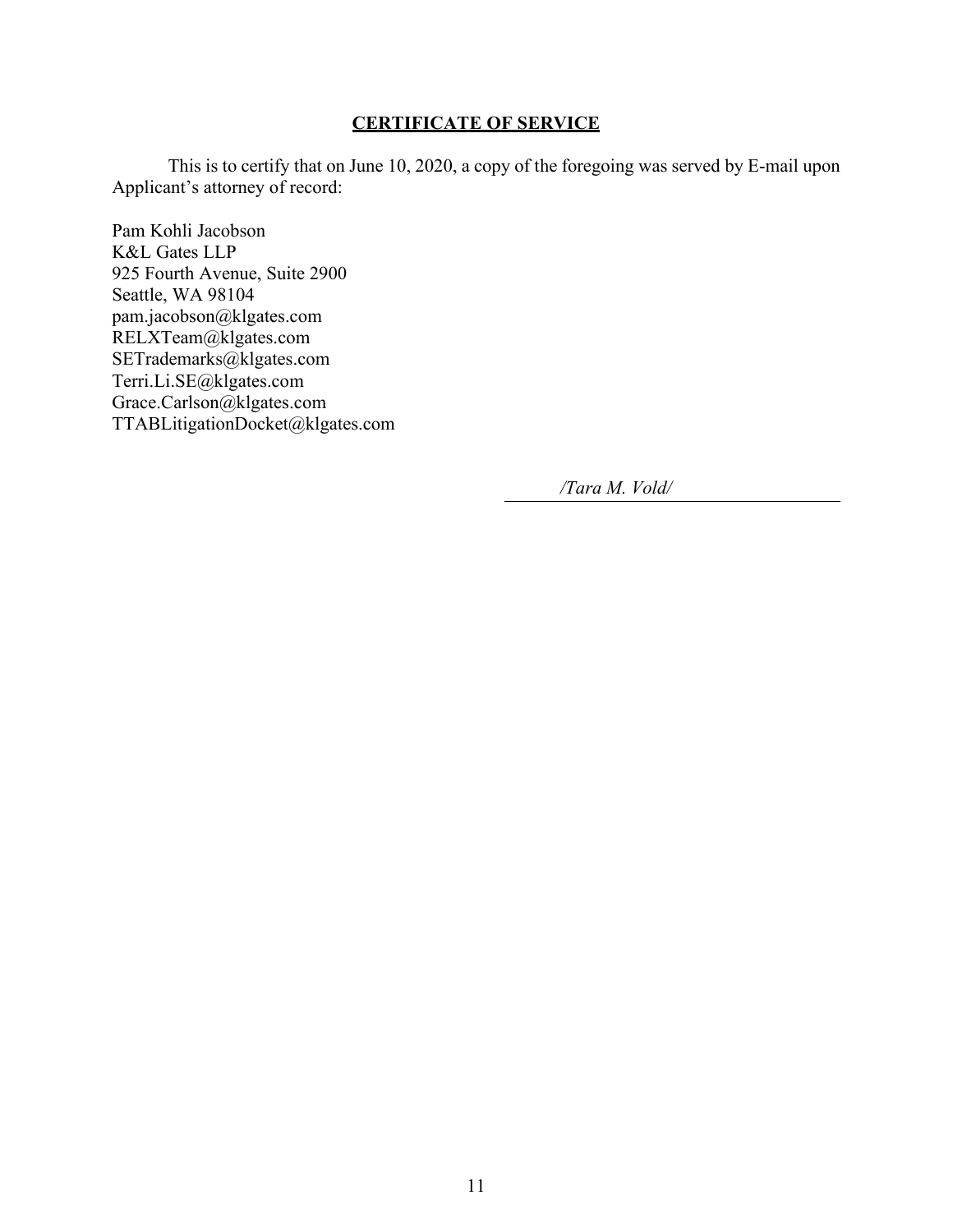**CERTIFICATE OF SERVICE**

This is to certify that on June 10, 2020, a copy of the foregoing was served by E-mail upon Applicant's attorney of record:

Pam Kohli Jacobson
K&L Gates LLP
925 Fourth Avenue, Suite 2900
Seattle, WA 98104
pam.jacobson@klgates.com
RELXTeam@klgates.com
SETrademarks@klgates.com
Terri.Li.SE@klgates.com
Grace.Carlson@klgates.com
TTABLitigationDocket@klgates.com

*/Tara M. Vold/*